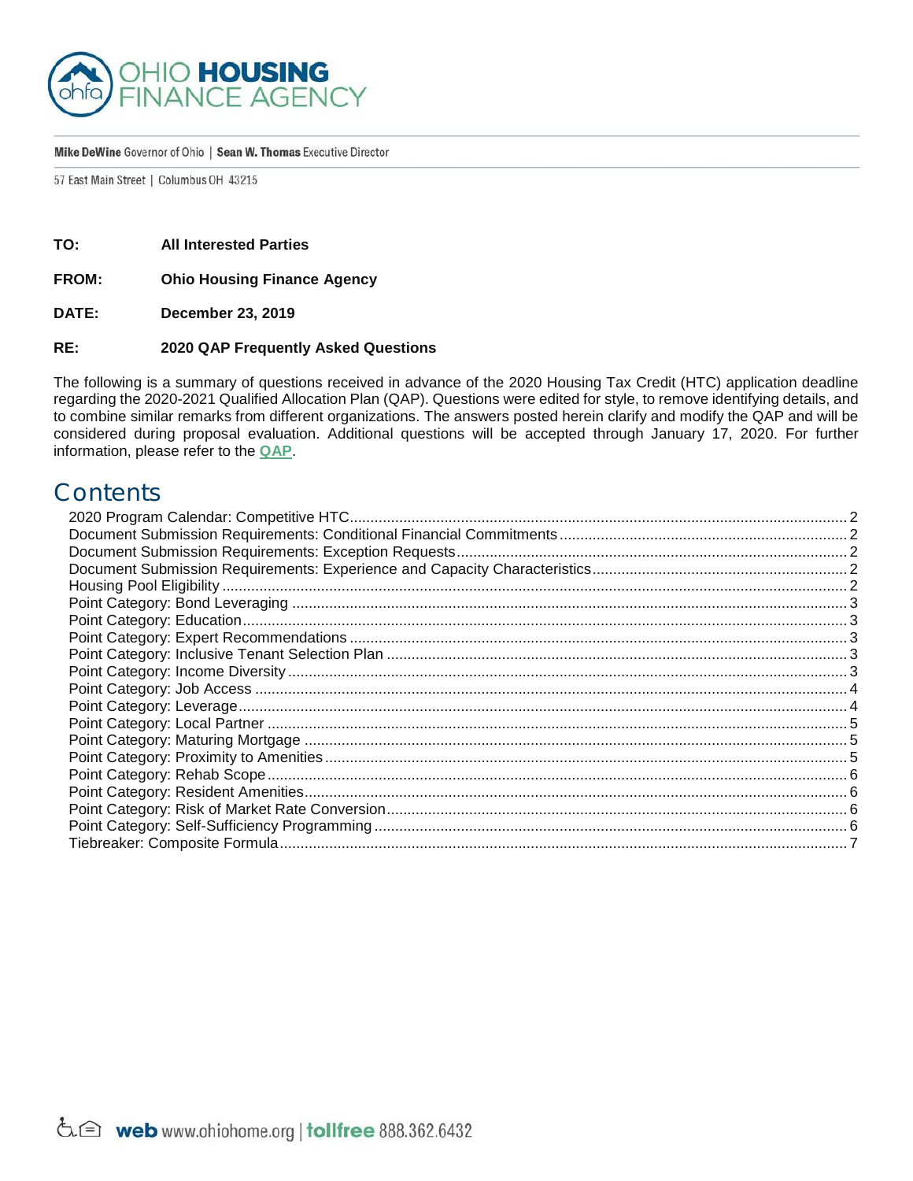# OHIO HOUSING FINANCE AGENCY

**Mike DeWine** Governor of Ohio | **Sean W. Thomas** Executive Director

57 East Main Street | Columbus OH 43215

**TO:** **All Interested Parties**

**FROM:** **Ohio Housing Finance Agency**

**DATE:** **December 23, 2019**

**RE:** **2020 QAP Frequently Asked Questions**

The following is a summary of questions received in advance of the 2020 Housing Tax Credit (HTC) application deadline regarding the 2020-2021 Qualified Allocation Plan (QAP). Questions were edited for style, to remove identifying details, and to combine similar remarks from different organizations. The answers posted herein clarify and modify the QAP and will be considered during proposal evaluation. Additional questions will be accepted through January 17, 2020. For further information, please refer to the **QAP**.

## Contents

2020 Program Calendar: Competitive HTC ... 2
Document Submission Requirements: Conditional Financial Commitments ... 2
Document Submission Requirements: Exception Requests ... 2
Document Submission Requirements: Experience and Capacity Characteristics ... 2
Housing Pool Eligibility ... 2
Point Category: Bond Leveraging ... 3
Point Category: Education ... 3
Point Category: Expert Recommendations ... 3
Point Category: Inclusive Tenant Selection Plan ... 3
Point Category: Income Diversity ... 3
Point Category: Job Access ... 4
Point Category: Leverage ... 4
Point Category: Local Partner ... 5
Point Category: Maturing Mortgage ... 5
Point Category: Proximity to Amenities ... 5
Point Category: Rehab Scope ... 6
Point Category: Resident Amenities ... 6
Point Category: Risk of Market Rate Conversion ... 6
Point Category: Self-Sufficiency Programming ... 6
Tiebreaker: Composite Formula ... 7

**web** www.ohiohome.org | **tollfree** 888.362.6432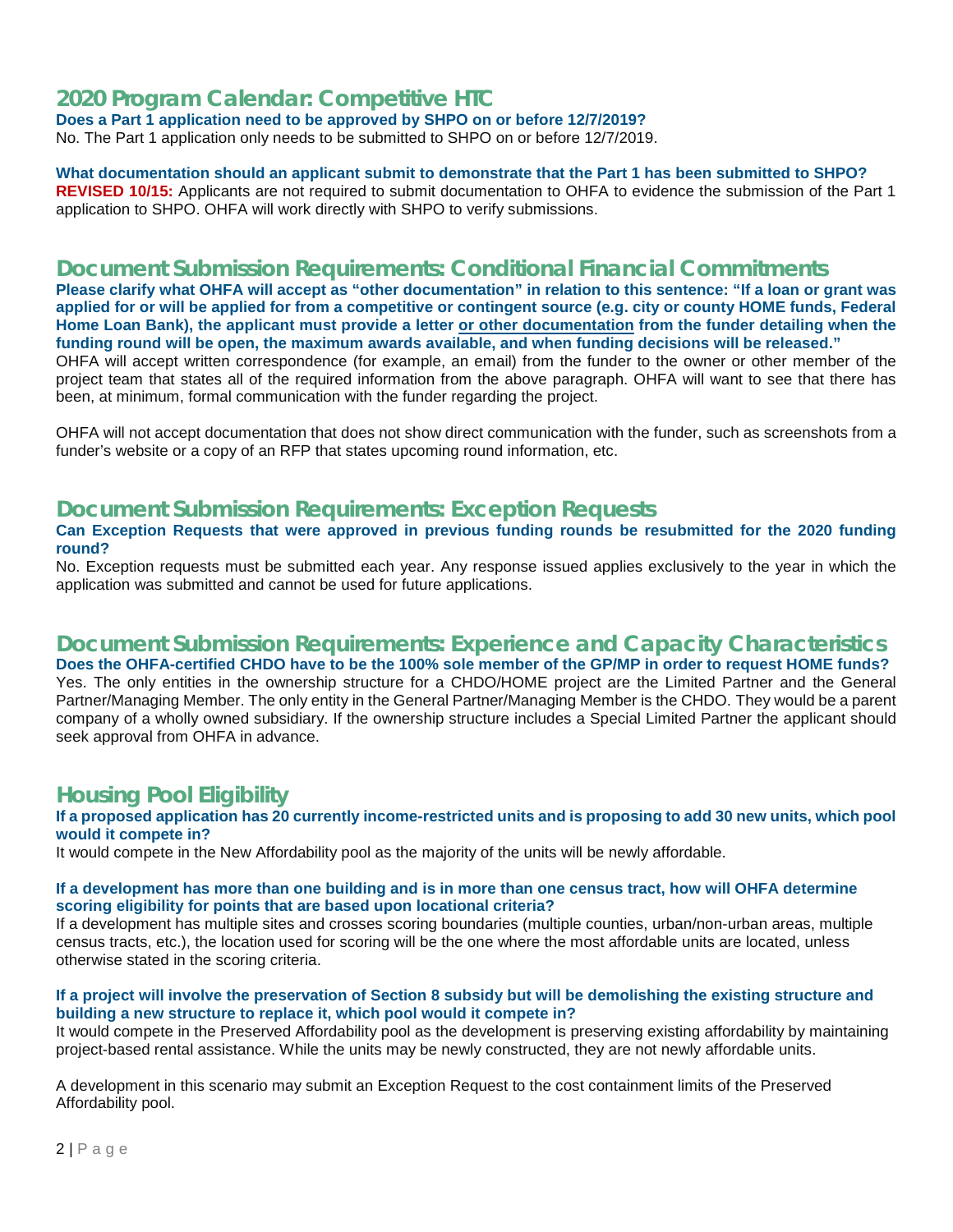## 2020 Program Calendar: Competitive HTC

**Does a Part 1 application need to be approved by SHPO on or before 12/7/2019?**

No. The Part 1 application only needs to be submitted to SHPO on or before 12/7/2019.

**What documentation should an applicant submit to demonstrate that the Part 1 has been submitted to SHPO?**

**REVISED 10/15:** Applicants are not required to submit documentation to OHFA to evidence the submission of the Part 1 application to SHPO. OHFA will work directly with SHPO to verify submissions.

## Document Submission Requirements: Conditional Financial Commitments

**Please clarify what OHFA will accept as "other documentation" in relation to this sentence: "If a loan or grant was applied for or will be applied for from a competitive or contingent source (e.g. city or county HOME funds, Federal Home Loan Bank), the applicant must provide a letter <u>or other documentation</u> from the funder detailing when the funding round will be open, the maximum awards available, and when funding decisions will be released."**

OHFA will accept written correspondence (for example, an email) from the funder to the owner or other member of the project team that states all of the required information from the above paragraph. OHFA will want to see that there has been, at minimum, formal communication with the funder regarding the project.

OHFA will not accept documentation that does not show direct communication with the funder, such as screenshots from a funder's website or a copy of an RFP that states upcoming round information, etc.

## Document Submission Requirements: Exception Requests

**Can Exception Requests that were approved in previous funding rounds be resubmitted for the 2020 funding round?**

No. Exception requests must be submitted each year. Any response issued applies exclusively to the year in which the application was submitted and cannot be used for future applications.

## Document Submission Requirements: Experience and Capacity Characteristics

**Does the OHFA-certified CHDO have to be the 100% sole member of the GP/MP in order to request HOME funds?**

Yes. The only entities in the ownership structure for a CHDO/HOME project are the Limited Partner and the General Partner/Managing Member. The only entity in the General Partner/Managing Member is the CHDO. They would be a parent company of a wholly owned subsidiary. If the ownership structure includes a Special Limited Partner the applicant should seek approval from OHFA in advance.

## Housing Pool Eligibility

**If a proposed application has 20 currently income-restricted units and is proposing to add 30 new units, which pool would it compete in?**

It would compete in the New Affordability pool as the majority of the units will be newly affordable.

**If a development has more than one building and is in more than one census tract, how will OHFA determine scoring eligibility for points that are based upon locational criteria?**

If a development has multiple sites and crosses scoring boundaries (multiple counties, urban/non-urban areas, multiple census tracts, etc.), the location used for scoring will be the one where the most affordable units are located, unless otherwise stated in the scoring criteria.

**If a project will involve the preservation of Section 8 subsidy but will be demolishing the existing structure and building a new structure to replace it, which pool would it compete in?**

It would compete in the Preserved Affordability pool as the development is preserving existing affordability by maintaining project-based rental assistance. While the units may be newly constructed, they are not newly affordable units.

A development in this scenario may submit an Exception Request to the cost containment limits of the Preserved Affordability pool.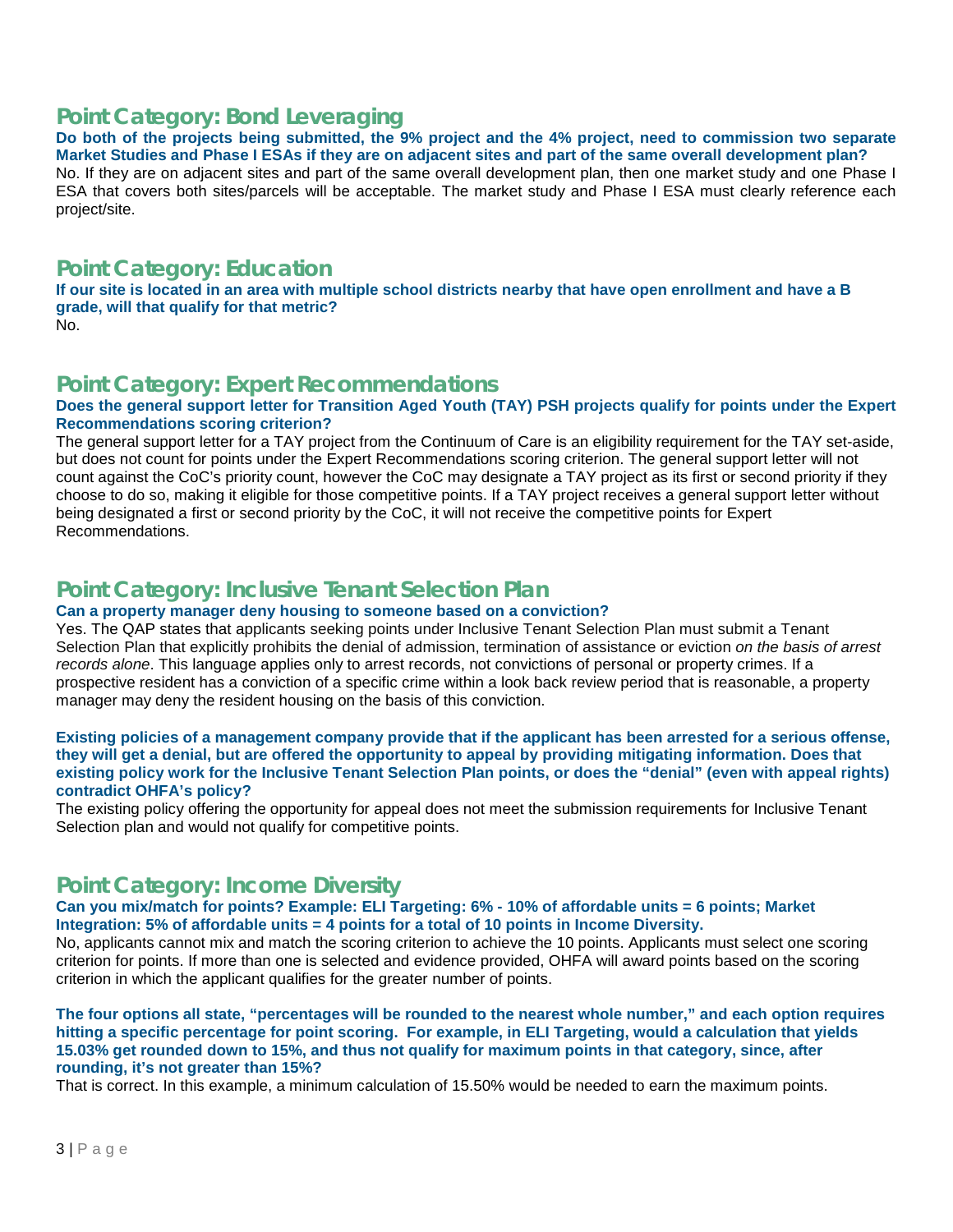## Point Category: Bond Leveraging

**Do both of the projects being submitted, the 9% project and the 4% project, need to commission two separate Market Studies and Phase I ESAs if they are on adjacent sites and part of the same overall development plan?**

No. If they are on adjacent sites and part of the same overall development plan, then one market study and one Phase I ESA that covers both sites/parcels will be acceptable. The market study and Phase I ESA must clearly reference each project/site.

## Point Category: Education

**If our site is located in an area with multiple school districts nearby that have open enrollment and have a B grade, will that qualify for that metric?**

No.

## Point Category: Expert Recommendations

**Does the general support letter for Transition Aged Youth (TAY) PSH projects qualify for points under the Expert Recommendations scoring criterion?**

The general support letter for a TAY project from the Continuum of Care is an eligibility requirement for the TAY set-aside, but does not count for points under the Expert Recommendations scoring criterion. The general support letter will not count against the CoC's priority count, however the CoC may designate a TAY project as its first or second priority if they choose to do so, making it eligible for those competitive points. If a TAY project receives a general support letter without being designated a first or second priority by the CoC, it will not receive the competitive points for Expert Recommendations.

## Point Category: Inclusive Tenant Selection Plan

**Can a property manager deny housing to someone based on a conviction?**

Yes. The QAP states that applicants seeking points under Inclusive Tenant Selection Plan must submit a Tenant Selection Plan that explicitly prohibits the denial of admission, termination of assistance or eviction *on the basis of arrest records alone*. This language applies only to arrest records, not convictions of personal or property crimes. If a prospective resident has a conviction of a specific crime within a look back review period that is reasonable, a property manager may deny the resident housing on the basis of this conviction.

**Existing policies of a management company provide that if the applicant has been arrested for a serious offense, they will get a denial, but are offered the opportunity to appeal by providing mitigating information. Does that existing policy work for the Inclusive Tenant Selection Plan points, or does the "denial" (even with appeal rights) contradict OHFA's policy?**

The existing policy offering the opportunity for appeal does not meet the submission requirements for Inclusive Tenant Selection plan and would not qualify for competitive points.

## Point Category: Income Diversity

**Can you mix/match for points? Example: ELI Targeting: 6% - 10% of affordable units = 6 points; Market Integration: 5% of affordable units = 4 points for a total of 10 points in Income Diversity.**

No, applicants cannot mix and match the scoring criterion to achieve the 10 points. Applicants must select one scoring criterion for points. If more than one is selected and evidence provided, OHFA will award points based on the scoring criterion in which the applicant qualifies for the greater number of points.

**The four options all state, "percentages will be rounded to the nearest whole number," and each option requires hitting a specific percentage for point scoring. For example, in ELI Targeting, would a calculation that yields 15.03% get rounded down to 15%, and thus not qualify for maximum points in that category, since, after rounding, it's not greater than 15%?**

That is correct. In this example, a minimum calculation of 15.50% would be needed to earn the maximum points.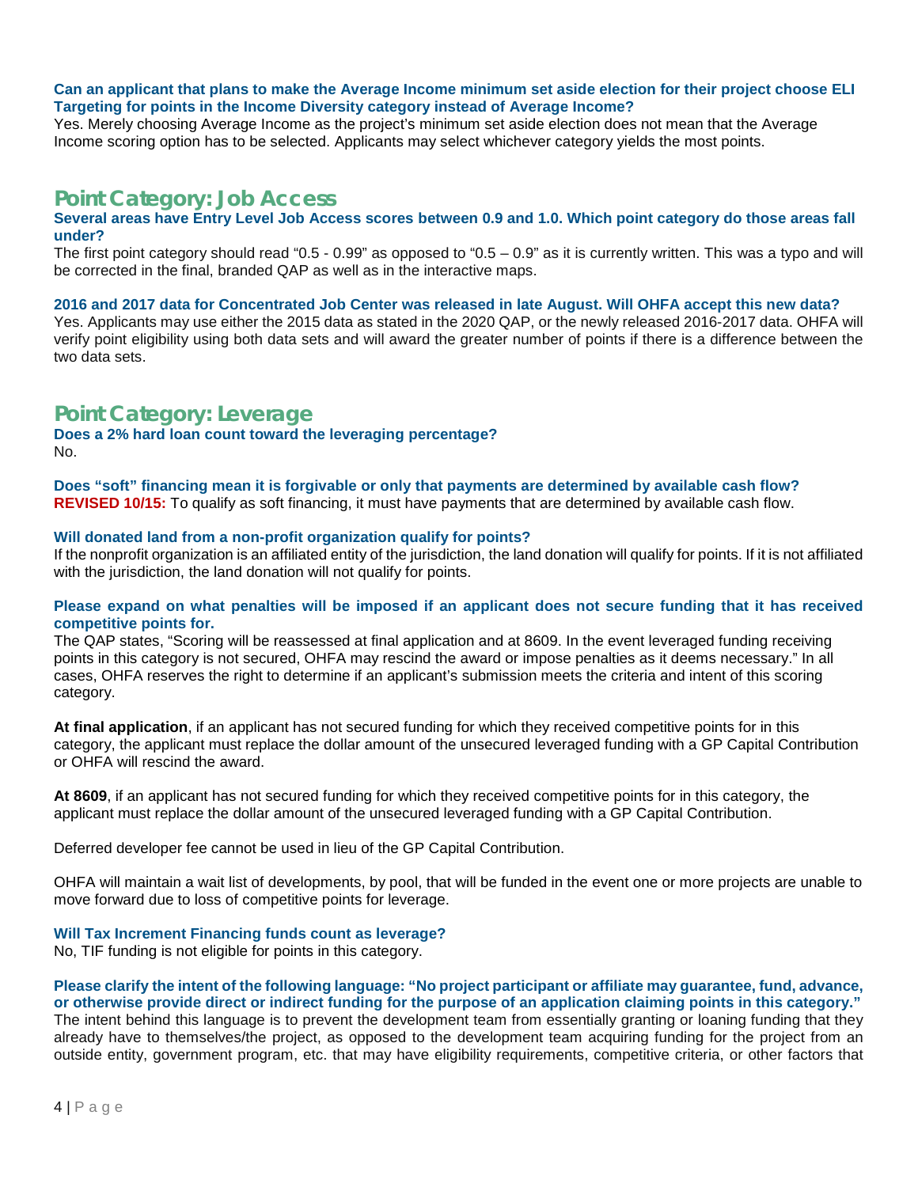**Can an applicant that plans to make the Average Income minimum set aside election for their project choose ELI Targeting for points in the Income Diversity category instead of Average Income?**

Yes. Merely choosing Average Income as the project's minimum set aside election does not mean that the Average Income scoring option has to be selected. Applicants may select whichever category yields the most points.

## Point Category: Job Access

**Several areas have Entry Level Job Access scores between 0.9 and 1.0. Which point category do those areas fall under?**

The first point category should read "0.5 - 0.99" as opposed to "0.5 – 0.9" as it is currently written. This was a typo and will be corrected in the final, branded QAP as well as in the interactive maps.

**2016 and 2017 data for Concentrated Job Center was released in late August. Will OHFA accept this new data?**

Yes. Applicants may use either the 2015 data as stated in the 2020 QAP, or the newly released 2016-2017 data. OHFA will verify point eligibility using both data sets and will award the greater number of points if there is a difference between the two data sets.

## Point Category: Leverage

**Does a 2% hard loan count toward the leveraging percentage?**

No.

**Does "soft" financing mean it is forgivable or only that payments are determined by available cash flow?**

**REVISED 10/15:** To qualify as soft financing, it must have payments that are determined by available cash flow.

**Will donated land from a non-profit organization qualify for points?**

If the nonprofit organization is an affiliated entity of the jurisdiction, the land donation will qualify for points. If it is not affiliated with the jurisdiction, the land donation will not qualify for points.

**Please expand on what penalties will be imposed if an applicant does not secure funding that it has received competitive points for.**

The QAP states, "Scoring will be reassessed at final application and at 8609. In the event leveraged funding receiving points in this category is not secured, OHFA may rescind the award or impose penalties as it deems necessary." In all cases, OHFA reserves the right to determine if an applicant's submission meets the criteria and intent of this scoring category.

**At final application**, if an applicant has not secured funding for which they received competitive points for in this category, the applicant must replace the dollar amount of the unsecured leveraged funding with a GP Capital Contribution or OHFA will rescind the award.

**At 8609**, if an applicant has not secured funding for which they received competitive points for in this category, the applicant must replace the dollar amount of the unsecured leveraged funding with a GP Capital Contribution.

Deferred developer fee cannot be used in lieu of the GP Capital Contribution.

OHFA will maintain a wait list of developments, by pool, that will be funded in the event one or more projects are unable to move forward due to loss of competitive points for leverage.

**Will Tax Increment Financing funds count as leverage?**

No, TIF funding is not eligible for points in this category.

**Please clarify the intent of the following language: "No project participant or affiliate may guarantee, fund, advance, or otherwise provide direct or indirect funding for the purpose of an application claiming points in this category."**

The intent behind this language is to prevent the development team from essentially granting or loaning funding that they already have to themselves/the project, as opposed to the development team acquiring funding for the project from an outside entity, government program, etc. that may have eligibility requirements, competitive criteria, or other factors that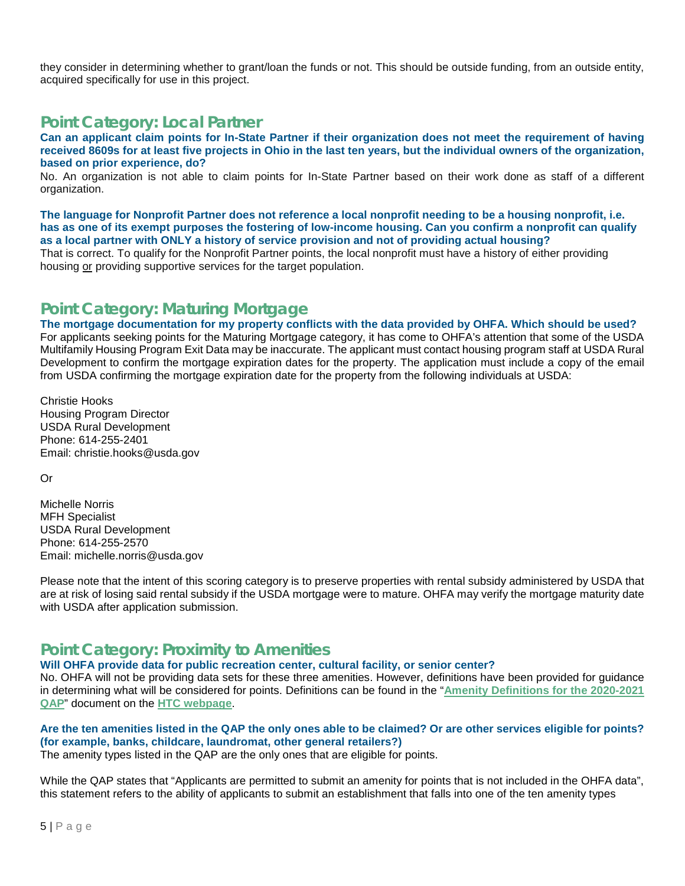they consider in determining whether to grant/loan the funds or not. This should be outside funding, from an outside entity, acquired specifically for use in this project.

## Point Category: Local Partner

**Can an applicant claim points for In-State Partner if their organization does not meet the requirement of having received 8609s for at least five projects in Ohio in the last ten years, but the individual owners of the organization, based on prior experience, do?**

No. An organization is not able to claim points for In-State Partner based on their work done as staff of a different organization.

**The language for Nonprofit Partner does not reference a local nonprofit needing to be a housing nonprofit, i.e. has as one of its exempt purposes the fostering of low-income housing. Can you confirm a nonprofit can qualify as a local partner with ONLY a history of service provision and not of providing actual housing?**

That is correct. To qualify for the Nonprofit Partner points, the local nonprofit must have a history of either providing housing <u>or</u> providing supportive services for the target population.

## Point Category: Maturing Mortgage

**The mortgage documentation for my property conflicts with the data provided by OHFA. Which should be used?**

For applicants seeking points for the Maturing Mortgage category, it has come to OHFA's attention that some of the USDA Multifamily Housing Program Exit Data may be inaccurate. The applicant must contact housing program staff at USDA Rural Development to confirm the mortgage expiration dates for the property. The application must include a copy of the email from USDA confirming the mortgage expiration date for the property from the following individuals at USDA:

Christie Hooks
Housing Program Director
USDA Rural Development
Phone: 614-255-2401
Email: christie.hooks@usda.gov

Or

Michelle Norris
MFH Specialist
USDA Rural Development
Phone: 614-255-2570
Email: michelle.norris@usda.gov

Please note that the intent of this scoring category is to preserve properties with rental subsidy administered by USDA that are at risk of losing said rental subsidy if the USDA mortgage were to mature. OHFA may verify the mortgage maturity date with USDA after application submission.

## Point Category: Proximity to Amenities

**Will OHFA provide data for public recreation center, cultural facility, or senior center?**

No. OHFA will not be providing data sets for these three amenities. However, definitions have been provided for guidance in determining what will be considered for points. Definitions can be found in the "**Amenity Definitions for the 2020-2021 QAP**" document on the **HTC webpage**.

**Are the ten amenities listed in the QAP the only ones able to be claimed? Or are other services eligible for points? (for example, banks, childcare, laundromat, other general retailers?)**

The amenity types listed in the QAP are the only ones that are eligible for points.

While the QAP states that "Applicants are permitted to submit an amenity for points that is not included in the OHFA data", this statement refers to the ability of applicants to submit an establishment that falls into one of the ten amenity types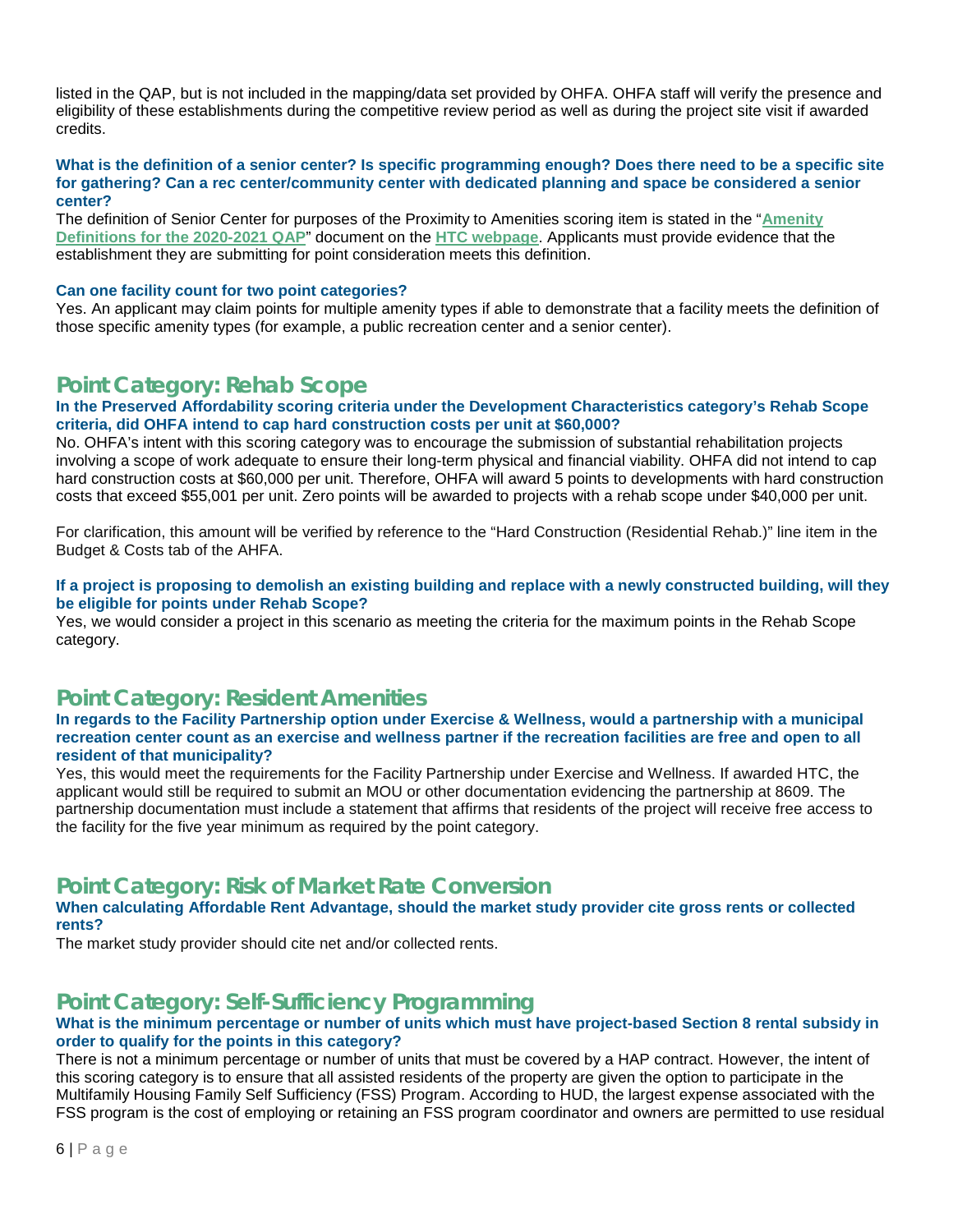listed in the QAP, but is not included in the mapping/data set provided by OHFA. OHFA staff will verify the presence and eligibility of these establishments during the competitive review period as well as during the project site visit if awarded credits.

**What is the definition of a senior center? Is specific programming enough? Does there need to be a specific site for gathering? Can a rec center/community center with dedicated planning and space be considered a senior center?**

The definition of Senior Center for purposes of the Proximity to Amenities scoring item is stated in the "**Amenity Definitions for the 2020-2021 QAP**" document on the **HTC webpage**. Applicants must provide evidence that the establishment they are submitting for point consideration meets this definition.

**Can one facility count for two point categories?**

Yes. An applicant may claim points for multiple amenity types if able to demonstrate that a facility meets the definition of those specific amenity types (for example, a public recreation center and a senior center).

## Point Category: Rehab Scope

**In the Preserved Affordability scoring criteria under the Development Characteristics category's Rehab Scope criteria, did OHFA intend to cap hard construction costs per unit at $60,000?**

No. OHFA's intent with this scoring category was to encourage the submission of substantial rehabilitation projects involving a scope of work adequate to ensure their long-term physical and financial viability. OHFA did not intend to cap hard construction costs at $60,000 per unit. Therefore, OHFA will award 5 points to developments with hard construction costs that exceed $55,001 per unit. Zero points will be awarded to projects with a rehab scope under $40,000 per unit.

For clarification, this amount will be verified by reference to the "Hard Construction (Residential Rehab.)" line item in the Budget & Costs tab of the AHFA.

**If a project is proposing to demolish an existing building and replace with a newly constructed building, will they be eligible for points under Rehab Scope?**

Yes, we would consider a project in this scenario as meeting the criteria for the maximum points in the Rehab Scope category.

## Point Category: Resident Amenities

**In regards to the Facility Partnership option under Exercise & Wellness, would a partnership with a municipal recreation center count as an exercise and wellness partner if the recreation facilities are free and open to all resident of that municipality?**

Yes, this would meet the requirements for the Facility Partnership under Exercise and Wellness. If awarded HTC, the applicant would still be required to submit an MOU or other documentation evidencing the partnership at 8609. The partnership documentation must include a statement that affirms that residents of the project will receive free access to the facility for the five year minimum as required by the point category.

## Point Category: Risk of Market Rate Conversion

**When calculating Affordable Rent Advantage, should the market study provider cite gross rents or collected rents?**

The market study provider should cite net and/or collected rents.

## Point Category: Self-Sufficiency Programming

**What is the minimum percentage or number of units which must have project-based Section 8 rental subsidy in order to qualify for the points in this category?**

There is not a minimum percentage or number of units that must be covered by a HAP contract. However, the intent of this scoring category is to ensure that all assisted residents of the property are given the option to participate in the Multifamily Housing Family Self Sufficiency (FSS) Program. According to HUD, the largest expense associated with the FSS program is the cost of employing or retaining an FSS program coordinator and owners are permitted to use residual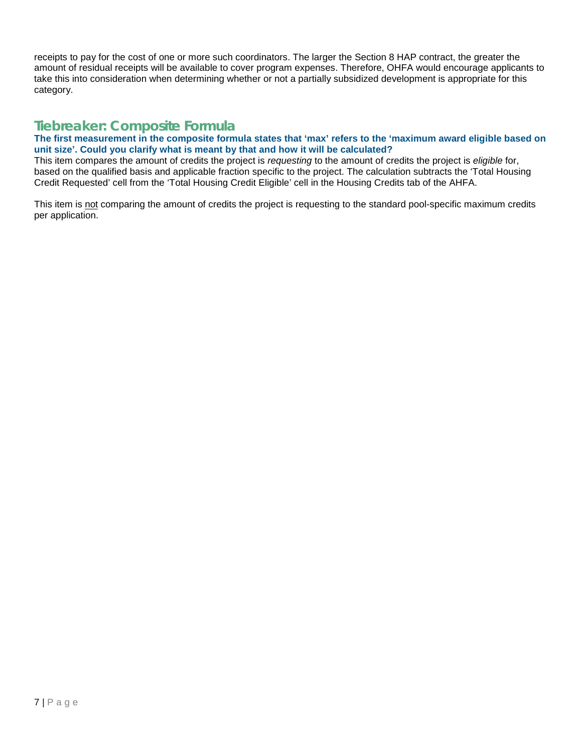receipts to pay for the cost of one or more such coordinators. The larger the Section 8 HAP contract, the greater the amount of residual receipts will be available to cover program expenses. Therefore, OHFA would encourage applicants to take this into consideration when determining whether or not a partially subsidized development is appropriate for this category.

## Tiebreaker: Composite Formula

**The first measurement in the composite formula states that 'max' refers to the 'maximum award eligible based on unit size'. Could you clarify what is meant by that and how it will be calculated?**

This item compares the amount of credits the project is *requesting* to the amount of credits the project is *eligible* for, based on the qualified basis and applicable fraction specific to the project. The calculation subtracts the 'Total Housing Credit Requested' cell from the 'Total Housing Credit Eligible' cell in the Housing Credits tab of the AHFA.

This item is <u>not</u> comparing the amount of credits the project is requesting to the standard pool-specific maximum credits per application.